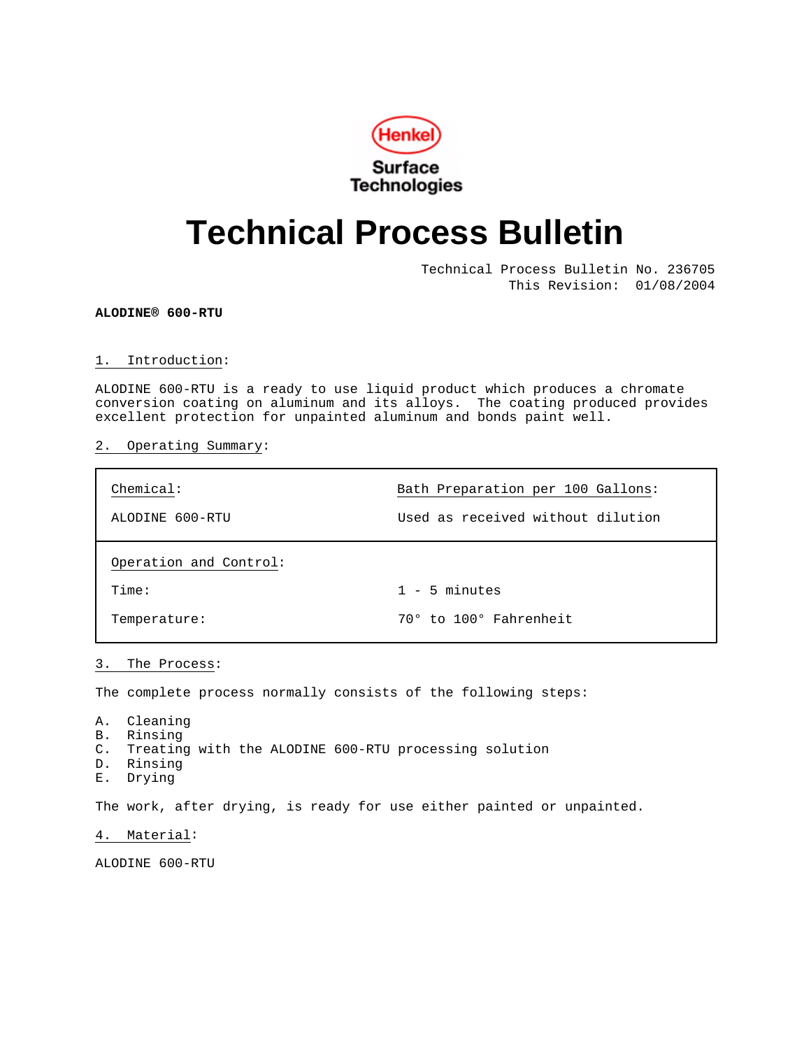Henkel Surface Technologies

# Technical Process Bulletin

Technical Process Bulletin No. 236705
This Revision: 01/08/2004

**ALODINE® 600-RTU**

## 1. Introduction:

ALODINE 600-RTU is a ready to use liquid product which produces a chromate conversion coating on aluminum and its alloys. The coating produced provides excellent protection for unpainted aluminum and bonds paint well.

## 2. Operating Summary:

| Chemical: | Bath Preparation per 100 Gallons: |
|---|---|
| ALODINE 600-RTU | Used as received without dilution |
| **Operation and Control:** | |
| Time: | 1 - 5 minutes |
| Temperature: | 70° to 100° Fahrenheit |

## 3. The Process:

The complete process normally consists of the following steps:

A. Cleaning
B. Rinsing
C. Treating with the ALODINE 600-RTU processing solution
D. Rinsing
E. Drying

The work, after drying, is ready for use either painted or unpainted.

## 4. Material:

ALODINE 600-RTU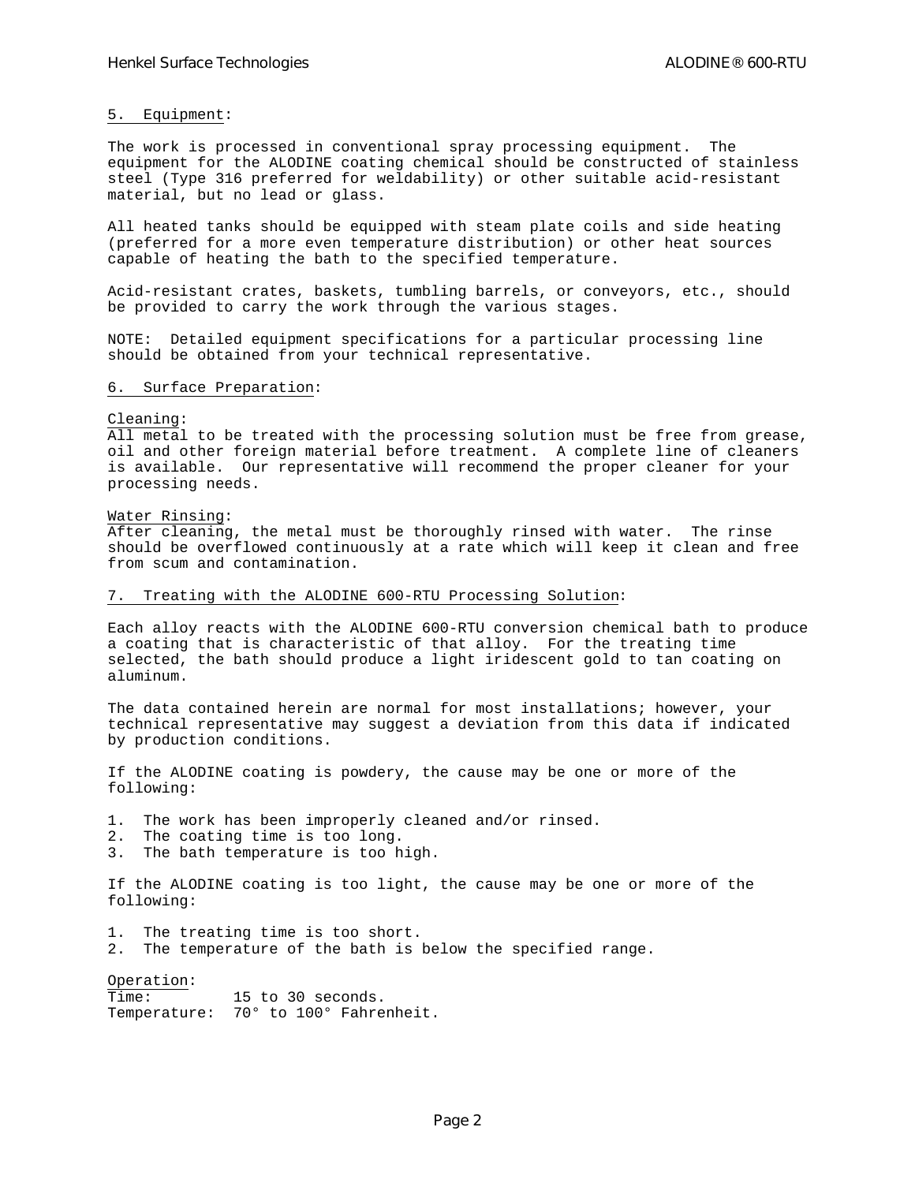## 5. Equipment:

The work is processed in conventional spray processing equipment. The equipment for the ALODINE coating chemical should be constructed of stainless steel (Type 316 preferred for weldability) or other suitable acid-resistant material, but no lead or glass.

All heated tanks should be equipped with steam plate coils and side heating (preferred for a more even temperature distribution) or other heat sources capable of heating the bath to the specified temperature.

Acid-resistant crates, baskets, tumbling barrels, or conveyors, etc., should be provided to carry the work through the various stages.

NOTE: Detailed equipment specifications for a particular processing line should be obtained from your technical representative.

## 6. Surface Preparation:

### Cleaning:

All metal to be treated with the processing solution must be free from grease, oil and other foreign material before treatment. A complete line of cleaners is available. Our representative will recommend the proper cleaner for your processing needs.

### Water Rinsing:

After cleaning, the metal must be thoroughly rinsed with water. The rinse should be overflowed continuously at a rate which will keep it clean and free from scum and contamination.

## 7. Treating with the ALODINE 600-RTU Processing Solution:

Each alloy reacts with the ALODINE 600-RTU conversion chemical bath to produce a coating that is characteristic of that alloy. For the treating time selected, the bath should produce a light iridescent gold to tan coating on aluminum.

The data contained herein are normal for most installations; however, your technical representative may suggest a deviation from this data if indicated by production conditions.

If the ALODINE coating is powdery, the cause may be one or more of the following:

1. The work has been improperly cleaned and/or rinsed.
2. The coating time is too long.
3. The bath temperature is too high.

If the ALODINE coating is too light, the cause may be one or more of the following:

1. The treating time is too short.
2. The temperature of the bath is below the specified range.

### Operation:

Time: 15 to 30 seconds.
Temperature: 70° to 100° Fahrenheit.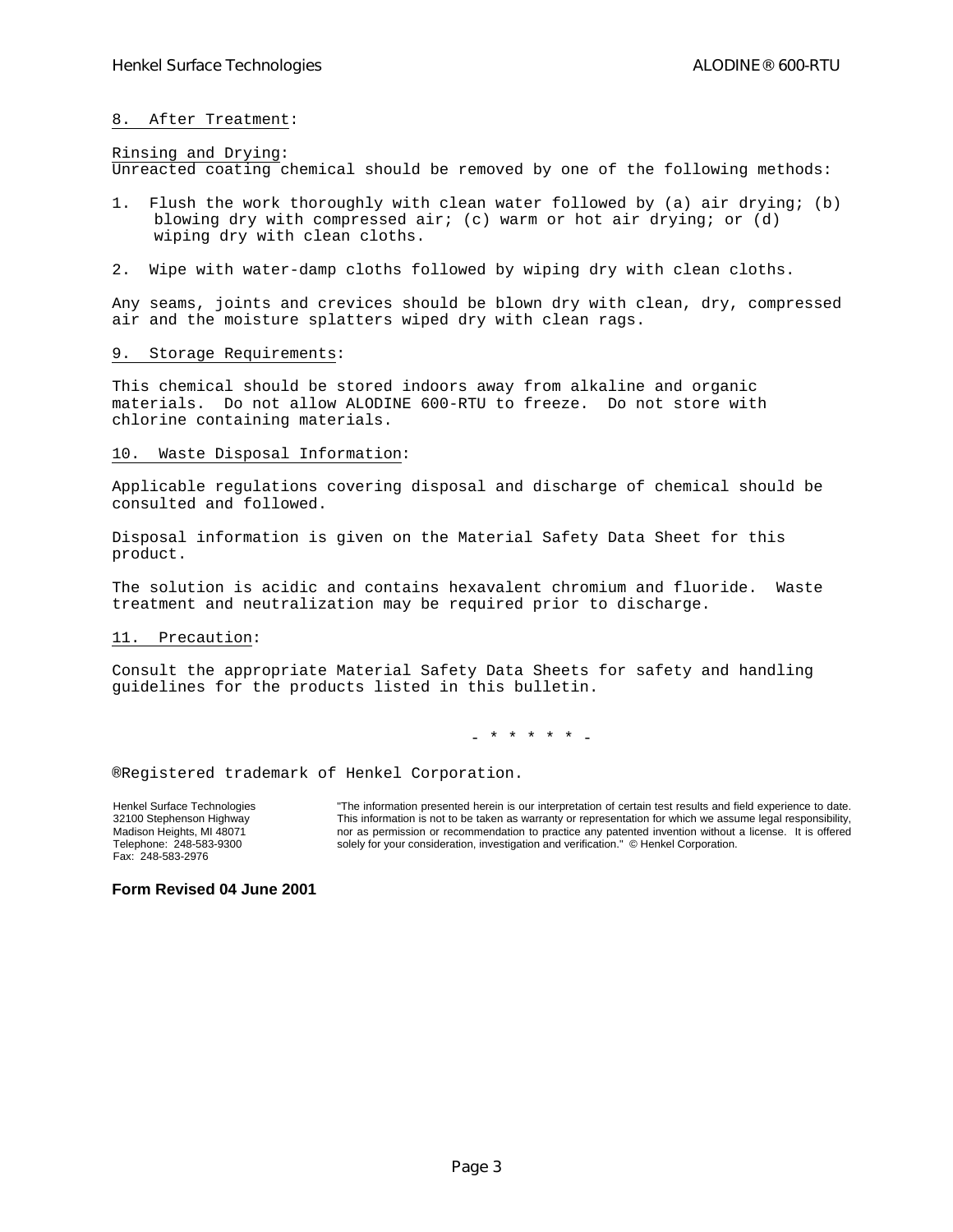## 8. After Treatment:

### Rinsing and Drying:

Unreacted coating chemical should be removed by one of the following methods:

1. Flush the work thoroughly with clean water followed by (a) air drying; (b) blowing dry with compressed air; (c) warm or hot air drying; or (d) wiping dry with clean cloths.

2. Wipe with water-damp cloths followed by wiping dry with clean cloths.

Any seams, joints and crevices should be blown dry with clean, dry, compressed air and the moisture splatters wiped dry with clean rags.

## 9. Storage Requirements:

This chemical should be stored indoors away from alkaline and organic materials. Do not allow ALODINE 600-RTU to freeze. Do not store with chlorine containing materials.

## 10. Waste Disposal Information:

Applicable regulations covering disposal and discharge of chemical should be consulted and followed.

Disposal information is given on the Material Safety Data Sheet for this product.

The solution is acidic and contains hexavalent chromium and fluoride. Waste treatment and neutralization may be required prior to discharge.

## 11. Precaution:

Consult the appropriate Material Safety Data Sheets for safety and handling guidelines for the products listed in this bulletin.

- * * * * * -

®Registered trademark of Henkel Corporation.

Henkel Surface Technologies
32100 Stephenson Highway
Madison Heights, MI 48071
Telephone: 248-583-9300
Fax: 248-583-2976

"The information presented herein is our interpretation of certain test results and field experience to date. This information is not to be taken as warranty or representation for which we assume legal responsibility, nor as permission or recommendation to practice any patented invention without a license. It is offered solely for your consideration, investigation and verification." © Henkel Corporation.

**Form Revised 04 June 2001**